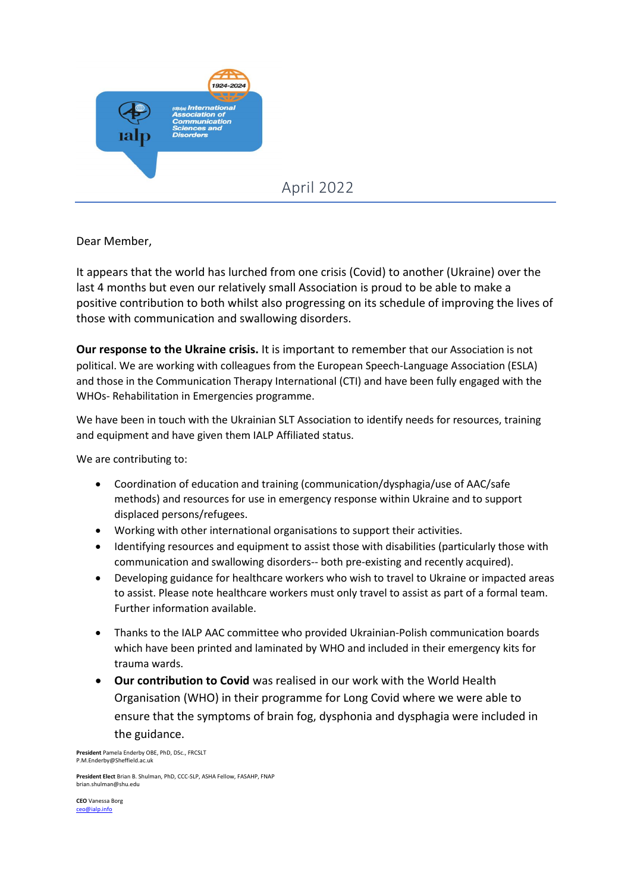April 2022

Dear Member,

It appears that the world has lurched from one crisis (Covid) to another (Ukraine) over the last 4 months but even our relatively small Association is proud to be able to make a positive contribution to both whilst also progressing on its schedule of improving the lives of those with communication and swallowing disorders.

**Our response to the Ukraine crisis.** It is important to remember that our Association is not political. We are working with colleagues from the European Speech-Language Association (ESLA) and those in the Communication Therapy International (CTI) and have been fully engaged with the WHOs- Rehabilitation in Emergencies programme.

We have been in touch with the Ukrainian SLT Association to identify needs for resources, training and equipment and have given them IALP Affiliated status.

We are contributing to:

- Coordination of education and training (communication/dysphagia/use of AAC/safe methods) and resources for use in emergency response within Ukraine and to support displaced persons/refugees.
- Working with other international organisations to support their activities.
- Identifying resources and equipment to assist those with disabilities (particularly those with communication and swallowing disorders-- both pre-existing and recently acquired).
- Developing guidance for healthcare workers who wish to travel to Ukraine or impacted areas to assist. Please note healthcare workers must only travel to assist as part of a formal team. Further information available.
- Thanks to the IALP AAC committee who provided Ukrainian-Polish communication boards which have been printed and laminated by WHO and included in their emergency kits for trauma wards.
- **Our contribution to Covid** was realised in our work with the World Health Organisation (WHO) in their programme for Long Covid where we were able to ensure that the symptoms of brain fog, dysphonia and dysphagia were included in the guidance.

**President** Pamela Enderby OBE, PhD, DSc., FRCSLT
P.M.Enderby@Sheffield.ac.uk

**President Elect** Brian B. Shulman, PhD, CCC-SLP, ASHA Fellow, FASAHP, FNAP
brian.shulman@shu.edu

**CEO** Vanessa Borg
ceo@ialp.info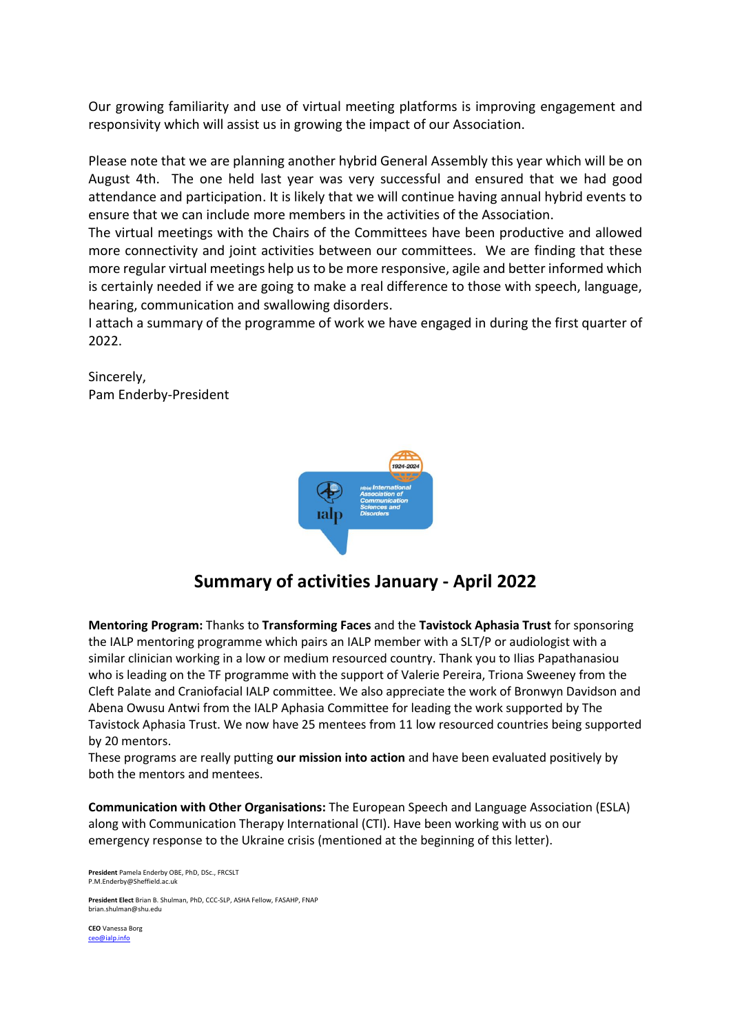Our growing familiarity and use of virtual meeting platforms is improving engagement and responsivity which will assist us in growing the impact of our Association.

Please note that we are planning another hybrid General Assembly this year which will be on August 4th. The one held last year was very successful and ensured that we had good attendance and participation. It is likely that we will continue having annual hybrid events to ensure that we can include more members in the activities of the Association.
The virtual meetings with the Chairs of the Committees have been productive and allowed more connectivity and joint activities between our committees. We are finding that these more regular virtual meetings help us to be more responsive, agile and better informed which is certainly needed if we are going to make a real difference to those with speech, language, hearing, communication and swallowing disorders.
I attach a summary of the programme of work we have engaged in during the first quarter of 2022.

Sincerely,
Pam Enderby-President

## Summary of activities January - April 2022

**Mentoring Program:** Thanks to **Transforming Faces** and the **Tavistock Aphasia Trust** for sponsoring the IALP mentoring programme which pairs an IALP member with a SLT/P or audiologist with a similar clinician working in a low or medium resourced country. Thank you to Ilias Papathanasiou who is leading on the TF programme with the support of Valerie Pereira, Triona Sweeney from the Cleft Palate and Craniofacial IALP committee. We also appreciate the work of Bronwyn Davidson and Abena Owusu Antwi from the IALP Aphasia Committee for leading the work supported by The Tavistock Aphasia Trust. We now have 25 mentees from 11 low resourced countries being supported by 20 mentors.
These programs are really putting **our mission into action** and have been evaluated positively by both the mentors and mentees.

**Communication with Other Organisations:** The European Speech and Language Association (ESLA) along with Communication Therapy International (CTI). Have been working with us on our emergency response to the Ukraine crisis (mentioned at the beginning of this letter).

**President** Pamela Enderby OBE, PhD, DSc., FRCSLT
P.M.Enderby@Sheffield.ac.uk

**President Elect** Brian B. Shulman, PhD, CCC-SLP, ASHA Fellow, FASAHP, FNAP
brian.shulman@shu.edu

**CEO** Vanessa Borg
ceo@ialp.info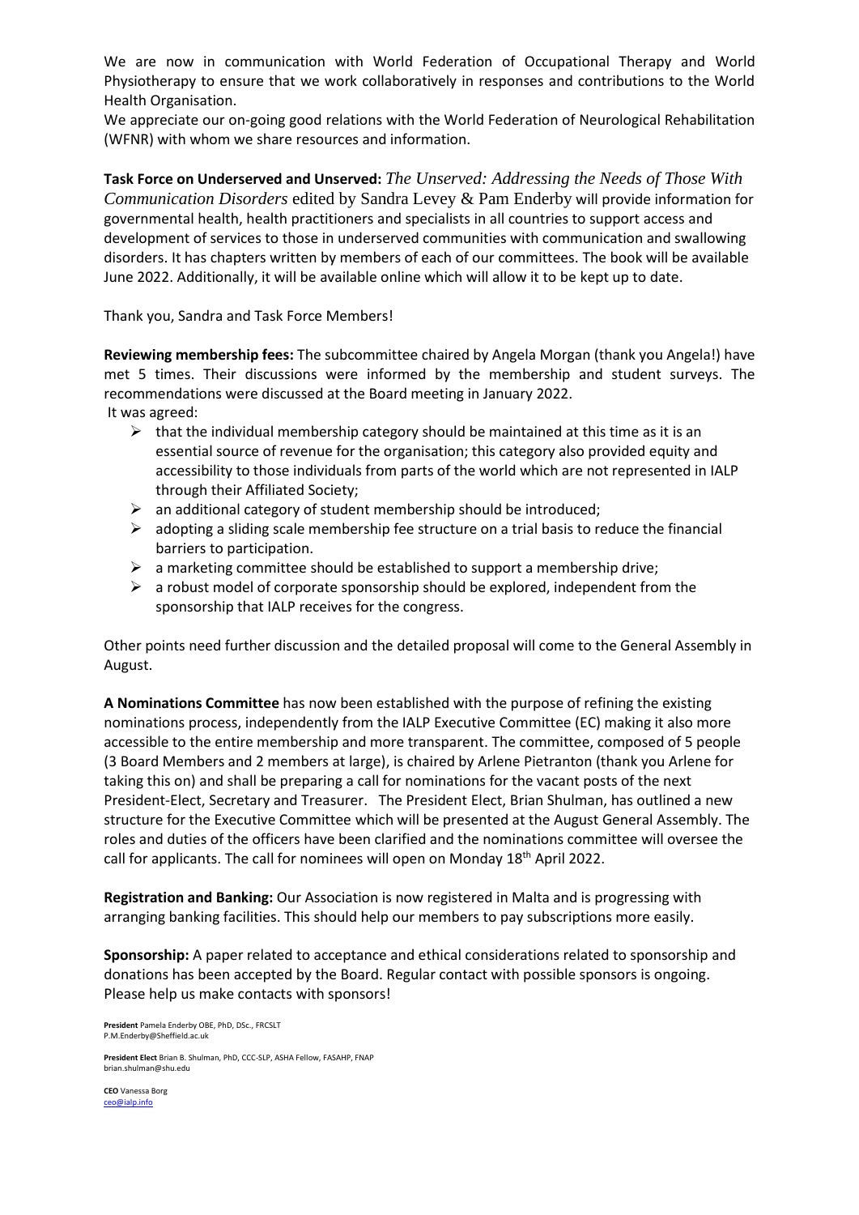We are now in communication with World Federation of Occupational Therapy and World Physiotherapy to ensure that we work collaboratively in responses and contributions to the World Health Organisation.

We appreciate our on-going good relations with the World Federation of Neurological Rehabilitation (WFNR) with whom we share resources and information.

**Task Force on Underserved and Unserved:** *The Unserved: Addressing the Needs of Those With Communication Disorders* edited by Sandra Levey & Pam Enderby will provide information for governmental health, health practitioners and specialists in all countries to support access and development of services to those in underserved communities with communication and swallowing disorders. It has chapters written by members of each of our committees. The book will be available June 2022. Additionally, it will be available online which will allow it to be kept up to date.

Thank you, Sandra and Task Force Members!

**Reviewing membership fees:** The subcommittee chaired by Angela Morgan (thank you Angela!) have met 5 times. Their discussions were informed by the membership and student surveys. The recommendations were discussed at the Board meeting in January 2022.

It was agreed:

- that the individual membership category should be maintained at this time as it is an essential source of revenue for the organisation; this category also provided equity and accessibility to those individuals from parts of the world which are not represented in IALP through their Affiliated Society;
- an additional category of student membership should be introduced;
- adopting a sliding scale membership fee structure on a trial basis to reduce the financial barriers to participation.
- a marketing committee should be established to support a membership drive;
- a robust model of corporate sponsorship should be explored, independent from the sponsorship that IALP receives for the congress.

Other points need further discussion and the detailed proposal will come to the General Assembly in August.

**A Nominations Committee** has now been established with the purpose of refining the existing nominations process, independently from the IALP Executive Committee (EC) making it also more accessible to the entire membership and more transparent. The committee, composed of 5 people (3 Board Members and 2 members at large), is chaired by Arlene Pietranton (thank you Arlene for taking this on) and shall be preparing a call for nominations for the vacant posts of the next President-Elect, Secretary and Treasurer. The President Elect, Brian Shulman, has outlined a new structure for the Executive Committee which will be presented at the August General Assembly. The roles and duties of the officers have been clarified and the nominations committee will oversee the call for applicants. The call for nominees will open on Monday 18th April 2022.

**Registration and Banking:** Our Association is now registered in Malta and is progressing with arranging banking facilities. This should help our members to pay subscriptions more easily.

**Sponsorship:** A paper related to acceptance and ethical considerations related to sponsorship and donations has been accepted by the Board. Regular contact with possible sponsors is ongoing. Please help us make contacts with sponsors!

**President** Pamela Enderby OBE, PhD, DSc., FRCSLT
P.M.Enderby@Sheffield.ac.uk

**President Elect** Brian B. Shulman, PhD, CCC-SLP, ASHA Fellow, FASAHP, FNAP
brian.shulman@shu.edu

**CEO** Vanessa Borg
ceo@ialp.info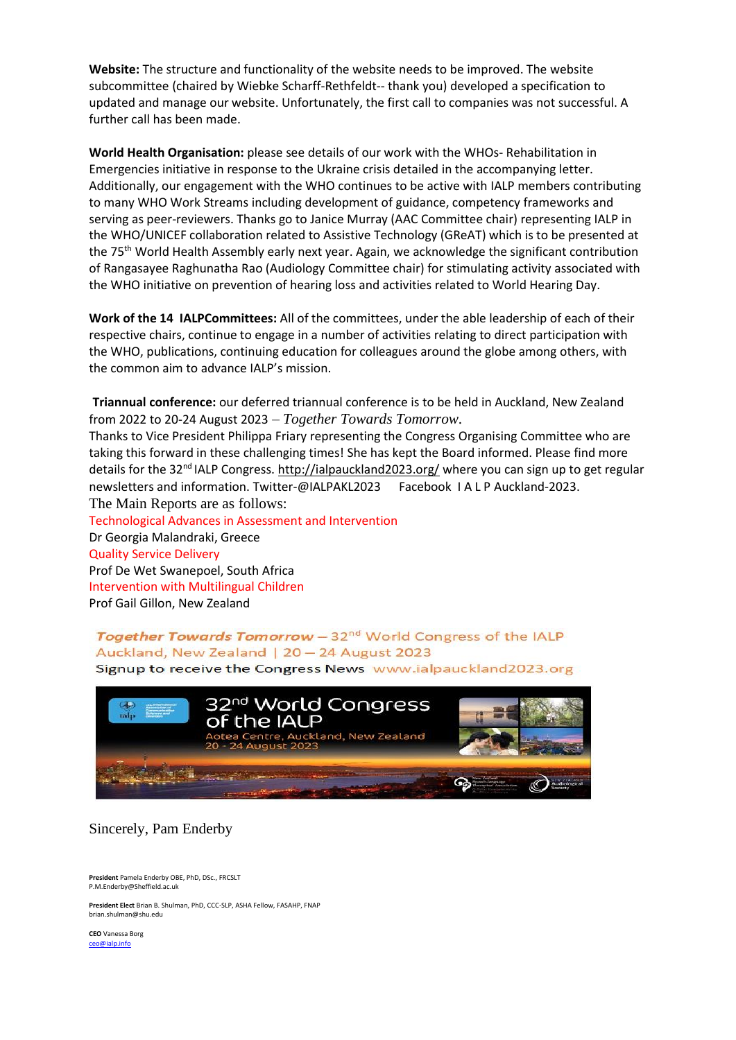**Website:** The structure and functionality of the website needs to be improved. The website subcommittee (chaired by Wiebke Scharff-Rethfeldt-- thank you) developed a specification to updated and manage our website. Unfortunately, the first call to companies was not successful. A further call has been made.

**World Health Organisation:** please see details of our work with the WHOs- Rehabilitation in Emergencies initiative in response to the Ukraine crisis detailed in the accompanying letter. Additionally, our engagement with the WHO continues to be active with IALP members contributing to many WHO Work Streams including development of guidance, competency frameworks and serving as peer-reviewers. Thanks go to Janice Murray (AAC Committee chair) representing IALP in the WHO/UNICEF collaboration related to Assistive Technology (GReAT) which is to be presented at the 75th World Health Assembly early next year. Again, we acknowledge the significant contribution of Rangasayee Raghunatha Rao (Audiology Committee chair) for stimulating activity associated with the WHO initiative on prevention of hearing loss and activities related to World Hearing Day.

**Work of the 14 IALPCommittees:** All of the committees, under the able leadership of each of their respective chairs, continue to engage in a number of activities relating to direct participation with the WHO, publications, continuing education for colleagues around the globe among others, with the common aim to advance IALP's mission.

**Triannual conference:** our deferred triannual conference is to be held in Auckland, New Zealand from 2022 to 20-24 August 2023 – *Together Towards Tomorrow*.
Thanks to Vice President Philippa Friary representing the Congress Organising Committee who are taking this forward in these challenging times! She has kept the Board informed. Please find more details for the 32nd IALP Congress. http://ialpauckland2023.org/ where you can sign up to get regular newsletters and information. Twitter-@IALPAKL2023 Facebook I A L P Auckland-2023.

The Main Reports are as follows:

Technological Advances in Assessment and Intervention
Dr Georgia Malandraki, Greece

Quality Service Delivery
Prof De Wet Swanepoel, South Africa

Intervention with Multilingual Children
Prof Gail Gillon, New Zealand

*Together Towards Tomorrow* – 32nd World Congress of the IALP
Auckland, New Zealand | 20 – 24 August 2023
Signup to receive the Congress News www.ialpauckland2023.org

32nd World Congress of the IALP
Aotea Centre, Auckland, New Zealand
20 - 24 August 2023

Sincerely, Pam Enderby

**President** Pamela Enderby OBE, PhD, DSc., FRCSLT
P.M.Enderby@Sheffield.ac.uk

**President Elect** Brian B. Shulman, PhD, CCC-SLP, ASHA Fellow, FASAHP, FNAP
brian.shulman@shu.edu

**CEO** Vanessa Borg
ceo@ialp.info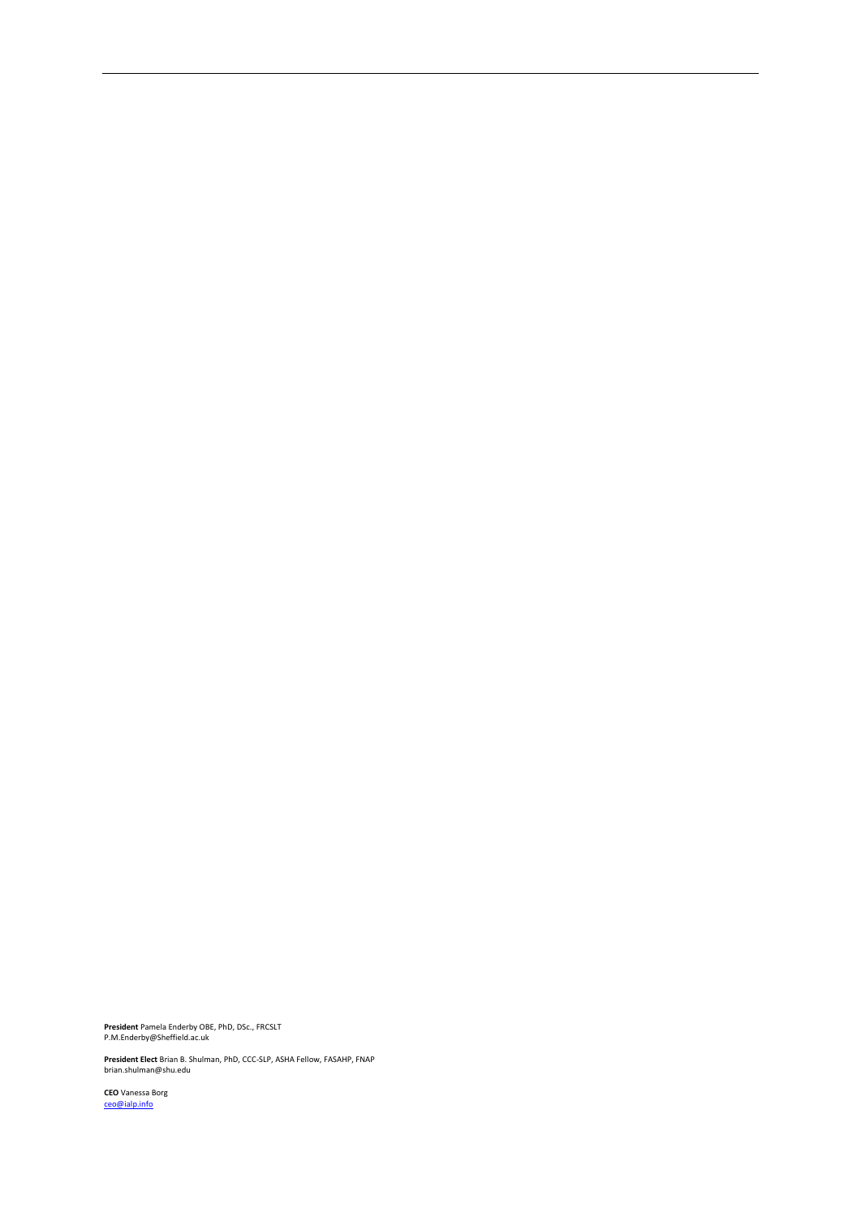**President** Pamela Enderby OBE, PhD, DSc., FRCSLT
P.M.Enderby@Sheffield.ac.uk

**President Elect** Brian B. Shulman, PhD, CCC-SLP, ASHA Fellow, FASAHP, FNAP
brian.shulman@shu.edu

**CEO** Vanessa Borg
ceo@ialp.info